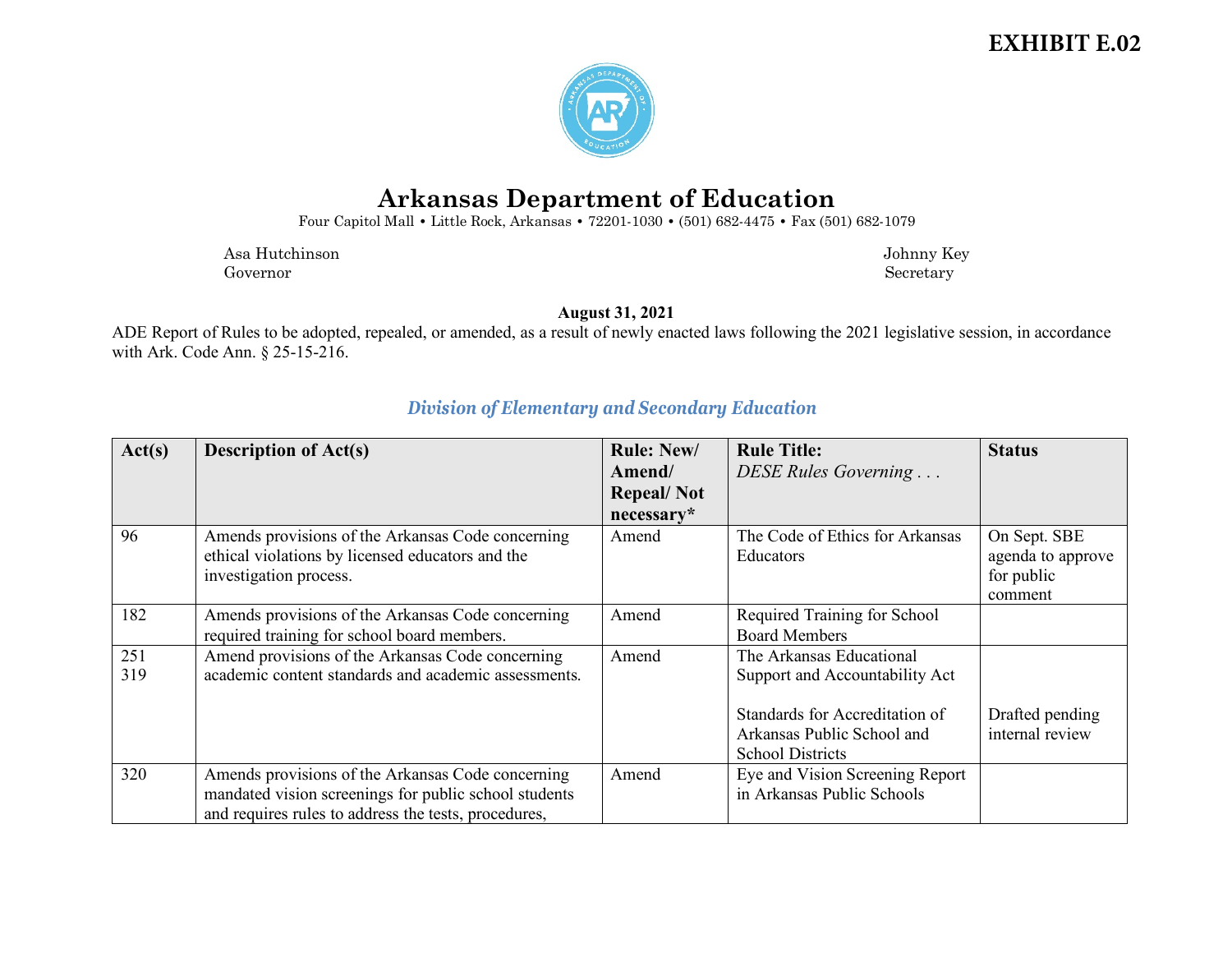**EXHIBIT E.02**

# Arkansas Department of Education

Four Capitol Mall • Little Rock, Arkansas • 72201-1030 • (501) 682-4475 • Fax (501) 682-1079

Asa Hutchinson
Governor

Johnny Key
Secretary

**August 31, 2021**

ADE Report of Rules to be adopted, repealed, or amended, as a result of newly enacted laws following the 2021 legislative session, in accordance with Ark. Code Ann. § 25-15-216.

## *Division of Elementary and Secondary Education*

| Act(s) | Description of Act(s) | Rule: New/ Amend/ Repeal/ Not necessary* | Rule Title: *DESE Rules Governing . . .* | Status |
|---|---|---|---|---|
| 96 | Amends provisions of the Arkansas Code concerning ethical violations by licensed educators and the investigation process. | Amend | The Code of Ethics for Arkansas Educators | On Sept. SBE agenda to approve for public comment |
| 182 | Amends provisions of the Arkansas Code concerning required training for school board members. | Amend | Required Training for School Board Members | |
| 251<br>319 | Amend provisions of the Arkansas Code concerning academic content standards and academic assessments. | Amend | The Arkansas Educational Support and Accountability Act<br><br>Standards for Accreditation of Arkansas Public School and School Districts | <br><br>Drafted pending internal review |
| 320 | Amends provisions of the Arkansas Code concerning mandated vision screenings for public school students and requires rules to address the tests, procedures, | Amend | Eye and Vision Screening Report in Arkansas Public Schools | |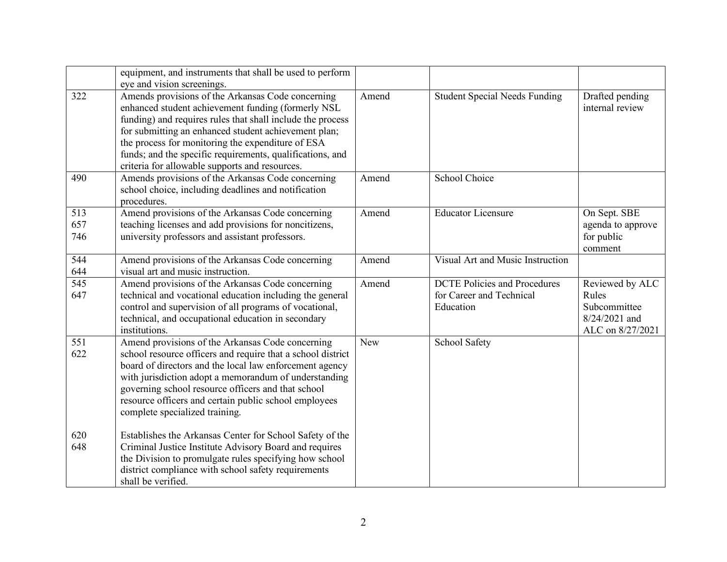| | | | | |
|---|---|---|---|---|
| | equipment, and instruments that shall be used to perform eye and vision screenings. | | | |
| 322 | Amends provisions of the Arkansas Code concerning enhanced student achievement funding (formerly NSL funding) and requires rules that shall include the process for submitting an enhanced student achievement plan; the process for monitoring the expenditure of ESA funds; and the specific requirements, qualifications, and criteria for allowable supports and resources. | Amend | Student Special Needs Funding | Drafted pending internal review |
| 490 | Amends provisions of the Arkansas Code concerning school choice, including deadlines and notification procedures. | Amend | School Choice | |
| 513<br>657<br>746 | Amend provisions of the Arkansas Code concerning teaching licenses and add provisions for noncitizens, university professors and assistant professors. | Amend | Educator Licensure | On Sept. SBE agenda to approve for public comment |
| 544<br>644 | Amend provisions of the Arkansas Code concerning visual art and music instruction. | Amend | Visual Art and Music Instruction | |
| 545<br>647 | Amend provisions of the Arkansas Code concerning technical and vocational education including the general control and supervision of all programs of vocational, technical, and occupational education in secondary institutions. | Amend | DCTE Policies and Procedures for Career and Technical Education | Reviewed by ALC Rules Subcommittee 8/24/2021 and ALC on 8/27/2021 |
| 551<br>622<br><br>620<br>648 | Amend provisions of the Arkansas Code concerning school resource officers and require that a school district board of directors and the local law enforcement agency with jurisdiction adopt a memorandum of understanding governing school resource officers and that school resource officers and certain public school employees complete specialized training.<br><br>Establishes the Arkansas Center for School Safety of the Criminal Justice Institute Advisory Board and requires the Division to promulgate rules specifying how school district compliance with school safety requirements shall be verified. | New | School Safety | |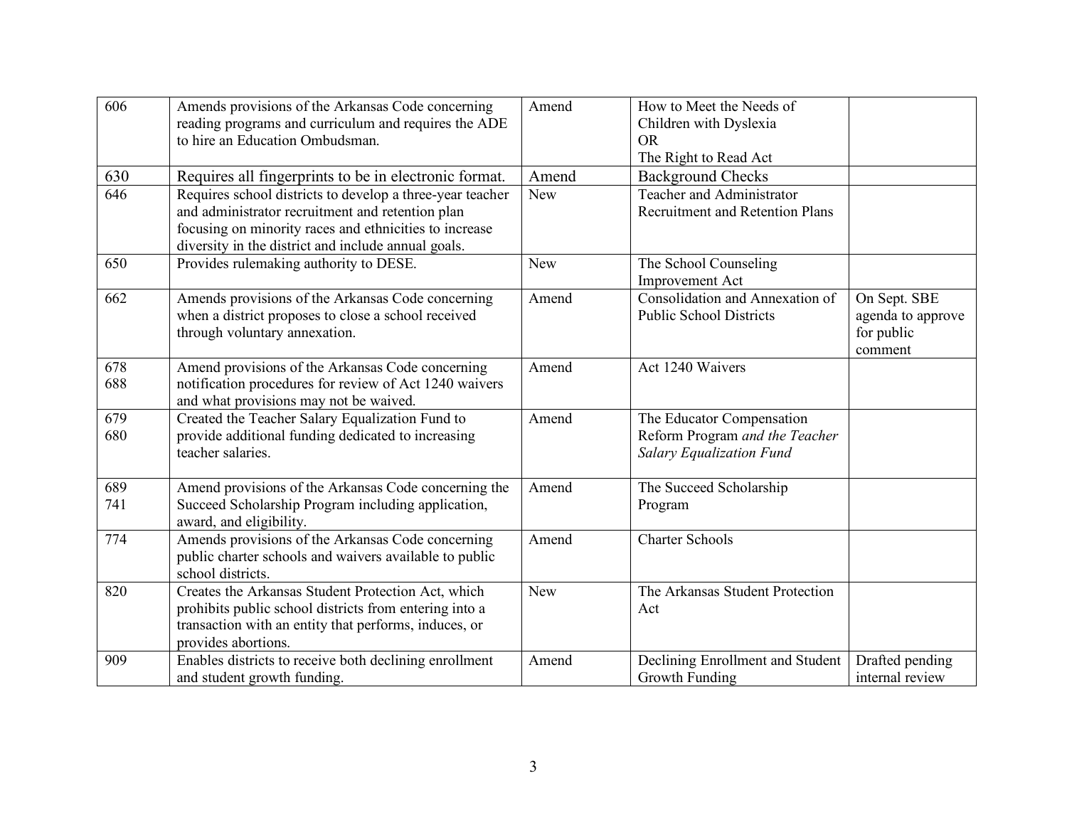| 606 | Amends provisions of the Arkansas Code concerning reading programs and curriculum and requires the ADE to hire an Education Ombudsman. | Amend | How to Meet the Needs of Children with Dyslexia<br>OR<br>The Right to Read Act | |
|---|---|---|---|---|
| 630 | Requires all fingerprints to be in electronic format. | Amend | Background Checks | |
| 646 | Requires school districts to develop a three-year teacher and administrator recruitment and retention plan focusing on minority races and ethnicities to increase diversity in the district and include annual goals. | New | Teacher and Administrator Recruitment and Retention Plans | |
| 650 | Provides rulemaking authority to DESE. | New | The School Counseling Improvement Act | |
| 662 | Amends provisions of the Arkansas Code concerning when a district proposes to close a school received through voluntary annexation. | Amend | Consolidation and Annexation of Public School Districts | On Sept. SBE agenda to approve for public comment |
| 678<br>688 | Amend provisions of the Arkansas Code concerning notification procedures for review of Act 1240 waivers and what provisions may not be waived. | Amend | Act 1240 Waivers | |
| 679<br>680 | Created the Teacher Salary Equalization Fund to provide additional funding dedicated to increasing teacher salaries. | Amend | The Educator Compensation Reform Program *and the Teacher Salary Equalization Fund* | |
| 689<br>741 | Amend provisions of the Arkansas Code concerning the Succeed Scholarship Program including application, award, and eligibility. | Amend | The Succeed Scholarship Program | |
| 774 | Amends provisions of the Arkansas Code concerning public charter schools and waivers available to public school districts. | Amend | Charter Schools | |
| 820 | Creates the Arkansas Student Protection Act, which prohibits public school districts from entering into a transaction with an entity that performs, induces, or provides abortions. | New | The Arkansas Student Protection Act | |
| 909 | Enables districts to receive both declining enrollment and student growth funding. | Amend | Declining Enrollment and Student Growth Funding | Drafted pending internal review |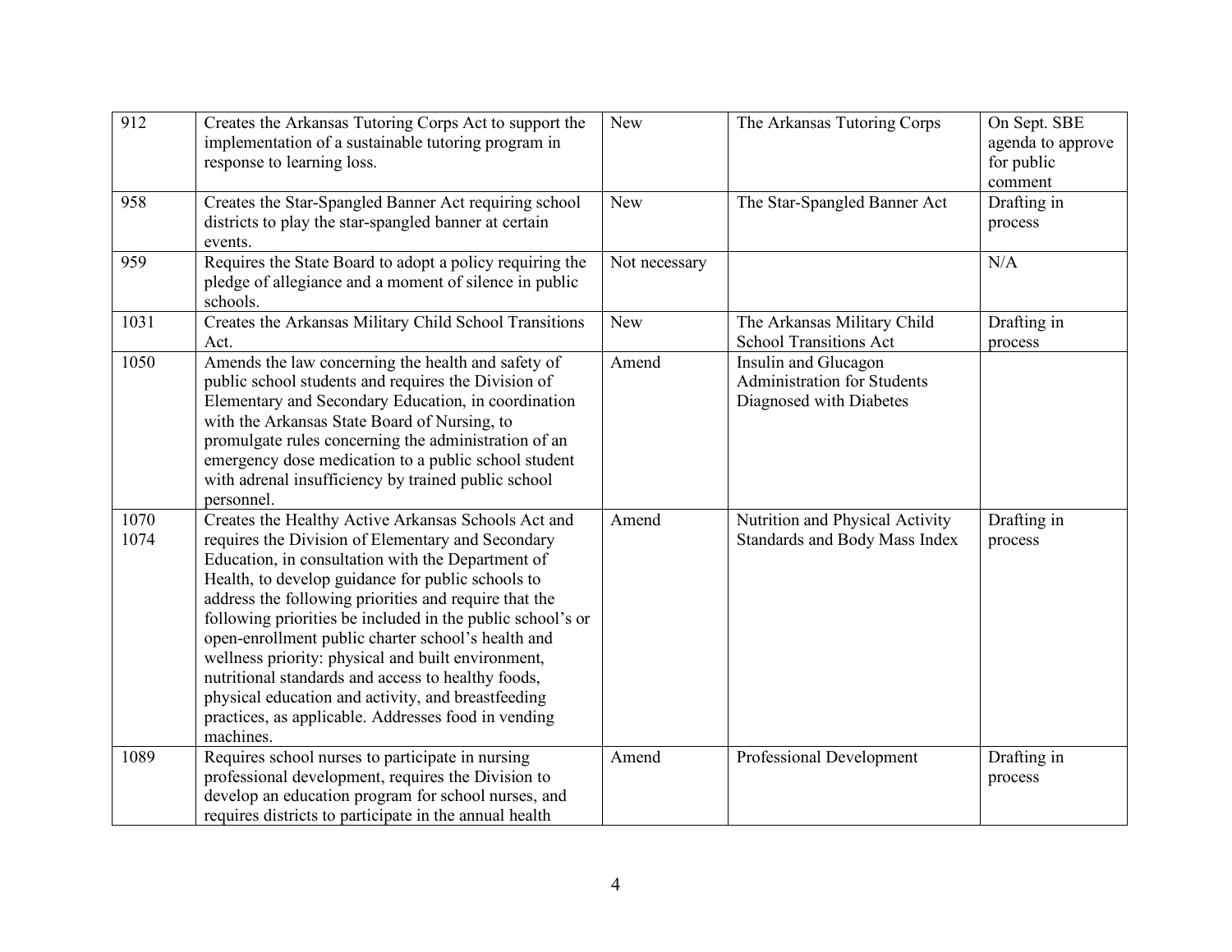| 912 | Creates the Arkansas Tutoring Corps Act to support the implementation of a sustainable tutoring program in response to learning loss. | New | The Arkansas Tutoring Corps | On Sept. SBE agenda to approve for public comment |
|---|---|---|---|---|
| 958 | Creates the Star-Spangled Banner Act requiring school districts to play the star-spangled banner at certain events. | New | The Star-Spangled Banner Act | Drafting in process |
| 959 | Requires the State Board to adopt a policy requiring the pledge of allegiance and a moment of silence in public schools. | Not necessary | | N/A |
| 1031 | Creates the Arkansas Military Child School Transitions Act. | New | The Arkansas Military Child School Transitions Act | Drafting in process |
| 1050 | Amends the law concerning the health and safety of public school students and requires the Division of Elementary and Secondary Education, in coordination with the Arkansas State Board of Nursing, to promulgate rules concerning the administration of an emergency dose medication to a public school student with adrenal insufficiency by trained public school personnel. | Amend | Insulin and Glucagon Administration for Students Diagnosed with Diabetes | |
| 1070<br>1074 | Creates the Healthy Active Arkansas Schools Act and requires the Division of Elementary and Secondary Education, in consultation with the Department of Health, to develop guidance for public schools to address the following priorities and require that the following priorities be included in the public school's or open-enrollment public charter school's health and wellness priority: physical and built environment, nutritional standards and access to healthy foods, physical education and activity, and breastfeeding practices, as applicable. Addresses food in vending machines. | Amend | Nutrition and Physical Activity Standards and Body Mass Index | Drafting in process |
| 1089 | Requires school nurses to participate in nursing professional development, requires the Division to develop an education program for school nurses, and requires districts to participate in the annual health | Amend | Professional Development | Drafting in process |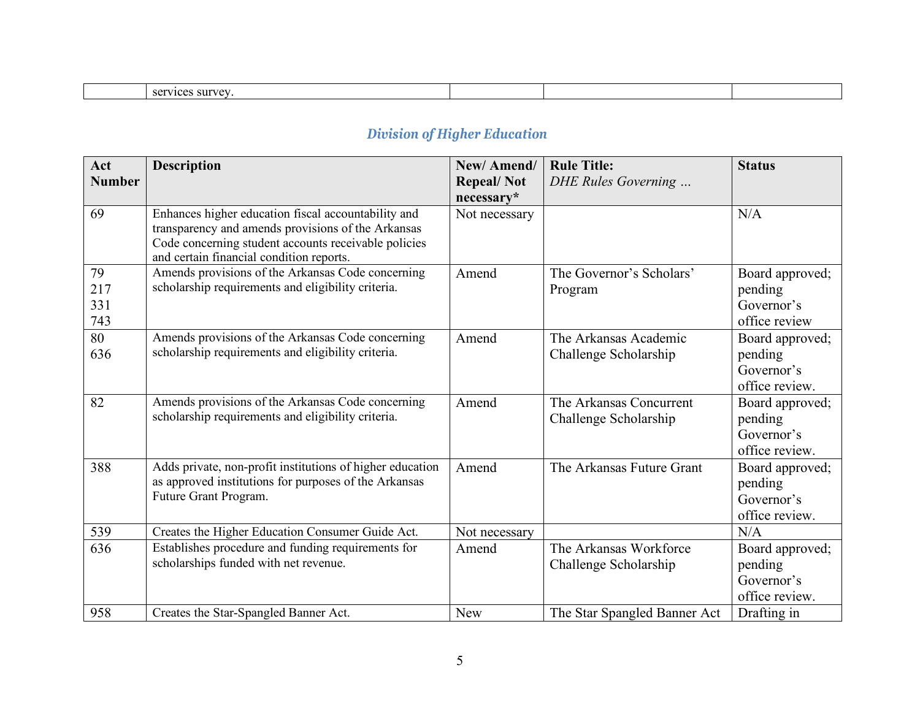| | services survey. | | | |
|---|---|---|---|---|

## *Division of Higher Education*

| Act Number | Description | New/ Amend/ Repeal/ Not necessary* | Rule Title: *DHE Rules Governing …* | Status |
|---|---|---|---|---|
| 69 | Enhances higher education fiscal accountability and transparency and amends provisions of the Arkansas Code concerning student accounts receivable policies and certain financial condition reports. | Not necessary | | N/A |
| 79<br>217<br>331<br>743 | Amends provisions of the Arkansas Code concerning scholarship requirements and eligibility criteria. | Amend | The Governor's Scholars' Program | Board approved; pending Governor's office review |
| 80<br>636 | Amends provisions of the Arkansas Code concerning scholarship requirements and eligibility criteria. | Amend | The Arkansas Academic Challenge Scholarship | Board approved; pending Governor's office review. |
| 82 | Amends provisions of the Arkansas Code concerning scholarship requirements and eligibility criteria. | Amend | The Arkansas Concurrent Challenge Scholarship | Board approved; pending Governor's office review. |
| 388 | Adds private, non-profit institutions of higher education as approved institutions for purposes of the Arkansas Future Grant Program. | Amend | The Arkansas Future Grant | Board approved; pending Governor's office review. |
| 539 | Creates the Higher Education Consumer Guide Act. | Not necessary | | N/A |
| 636 | Establishes procedure and funding requirements for scholarships funded with net revenue. | Amend | The Arkansas Workforce Challenge Scholarship | Board approved; pending Governor's office review. |
| 958 | Creates the Star-Spangled Banner Act. | New | The Star Spangled Banner Act | Drafting in |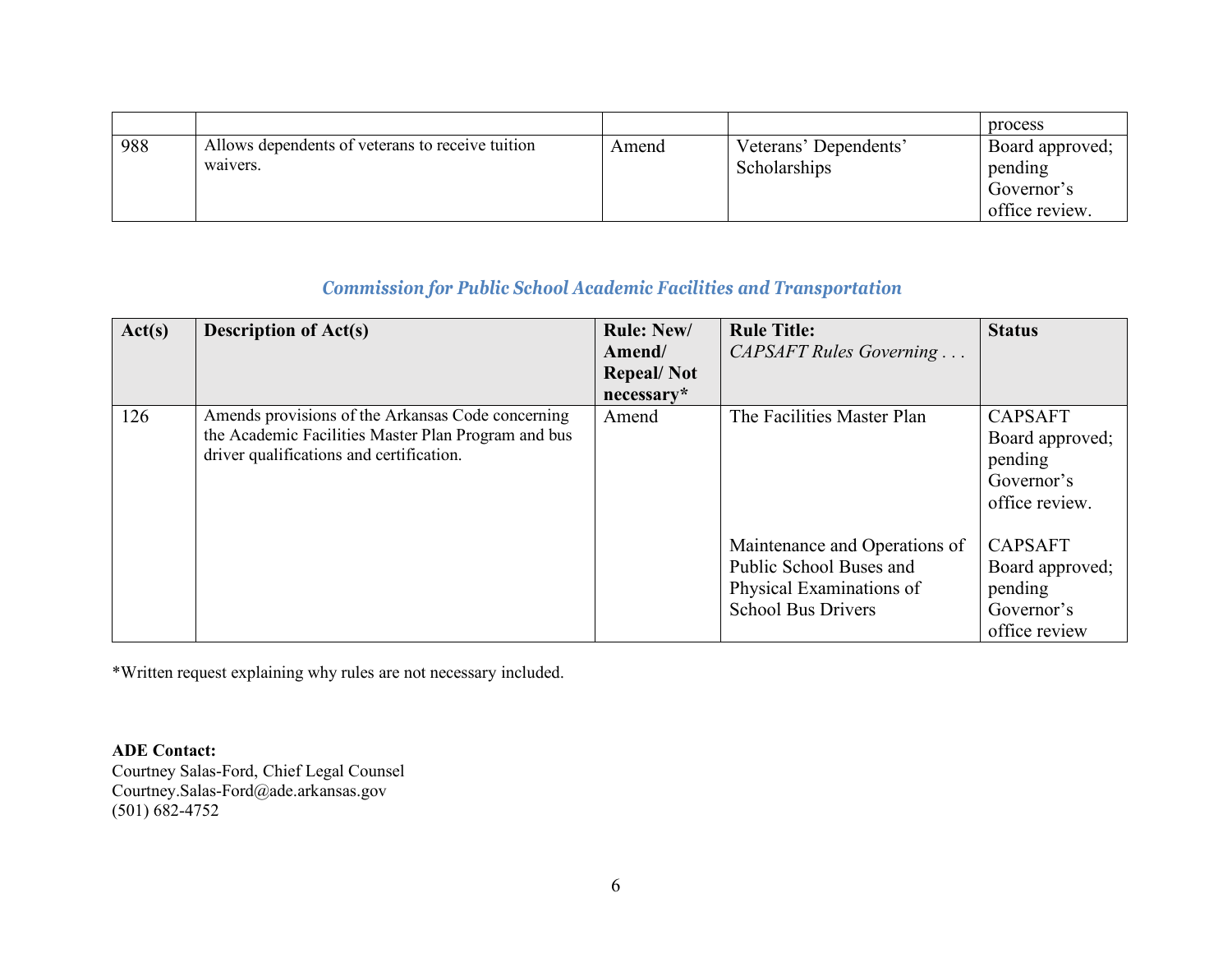| | | | | |
|---|---|---|---|---|
| | | | | process |
| 988 | Allows dependents of veterans to receive tuition waivers. | Amend | Veterans' Dependents' Scholarships | Board approved; pending Governor's office review. |

### *Commission for Public School Academic Facilities and Transportation*

| Act(s) | Description of Act(s) | Rule: New/ Amend/ Repeal/ Not necessary* | Rule Title: *CAPSAFT Rules Governing . . .* | Status |
|---|---|---|---|---|
| 126 | Amends provisions of the Arkansas Code concerning the Academic Facilities Master Plan Program and bus driver qualifications and certification. | Amend | The Facilities Master Plan | CAPSAFT Board approved; pending Governor's office review. |
| | | | Maintenance and Operations of Public School Buses and Physical Examinations of School Bus Drivers | CAPSAFT Board approved; pending Governor's office review |

*Written request explaining why rules are not necessary included.

**ADE Contact:**
Courtney Salas-Ford, Chief Legal Counsel
Courtney.Salas-Ford@ade.arkansas.gov
(501) 682-4752